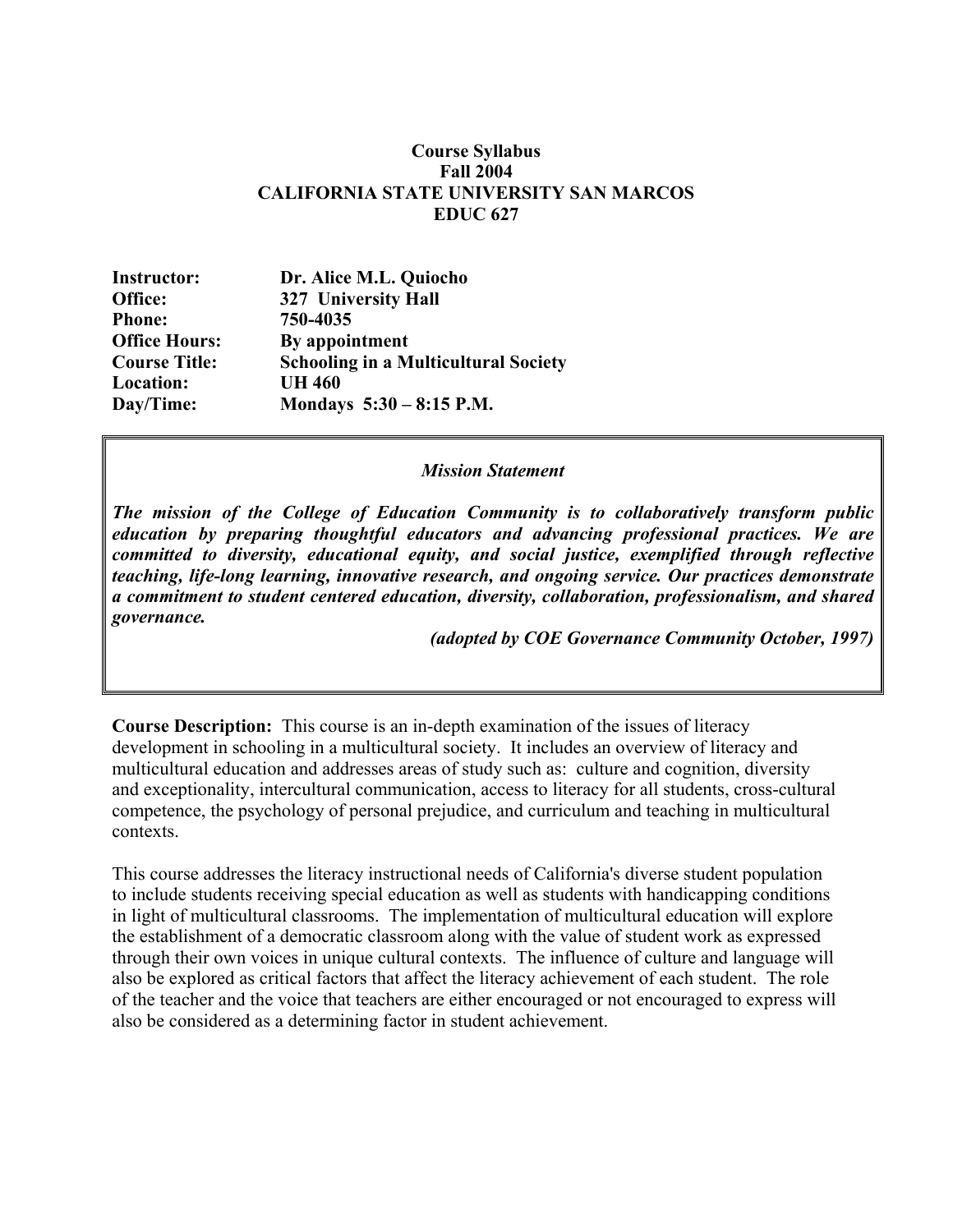**Course Syllabus**
**Fall 2004**
**CALIFORNIA STATE UNIVERSITY SAN MARCOS**
**EDUC 627**

| | |
|---|---|
| **Instructor:** | **Dr. Alice M.L. Quiocho** |
| **Office:** | **327 University Hall** |
| **Phone:** | **750-4035** |
| **Office Hours:** | **By appointment** |
| **Course Title:** | **Schooling in a Multicultural Society** |
| **Location:** | **UH 460** |
| **Day/Time:** | **Mondays 5:30 – 8:15 P.M.** |

***Mission Statement***

***The mission of the College of Education Community is to collaboratively transform public education by preparing thoughtful educators and advancing professional practices. We are committed to diversity, educational equity, and social justice, exemplified through reflective teaching, life-long learning, innovative research, and ongoing service. Our practices demonstrate a commitment to student centered education, diversity, collaboration, professionalism, and shared governance.***

***(adopted by COE Governance Community October, 1997)***

**Course Description:** This course is an in-depth examination of the issues of literacy development in schooling in a multicultural society. It includes an overview of literacy and multicultural education and addresses areas of study such as: culture and cognition, diversity and exceptionality, intercultural communication, access to literacy for all students, cross-cultural competence, the psychology of personal prejudice, and curriculum and teaching in multicultural contexts.

This course addresses the literacy instructional needs of California's diverse student population to include students receiving special education as well as students with handicapping conditions in light of multicultural classrooms. The implementation of multicultural education will explore the establishment of a democratic classroom along with the value of student work as expressed through their own voices in unique cultural contexts. The influence of culture and language will also be explored as critical factors that affect the literacy achievement of each student. The role of the teacher and the voice that teachers are either encouraged or not encouraged to express will also be considered as a determining factor in student achievement.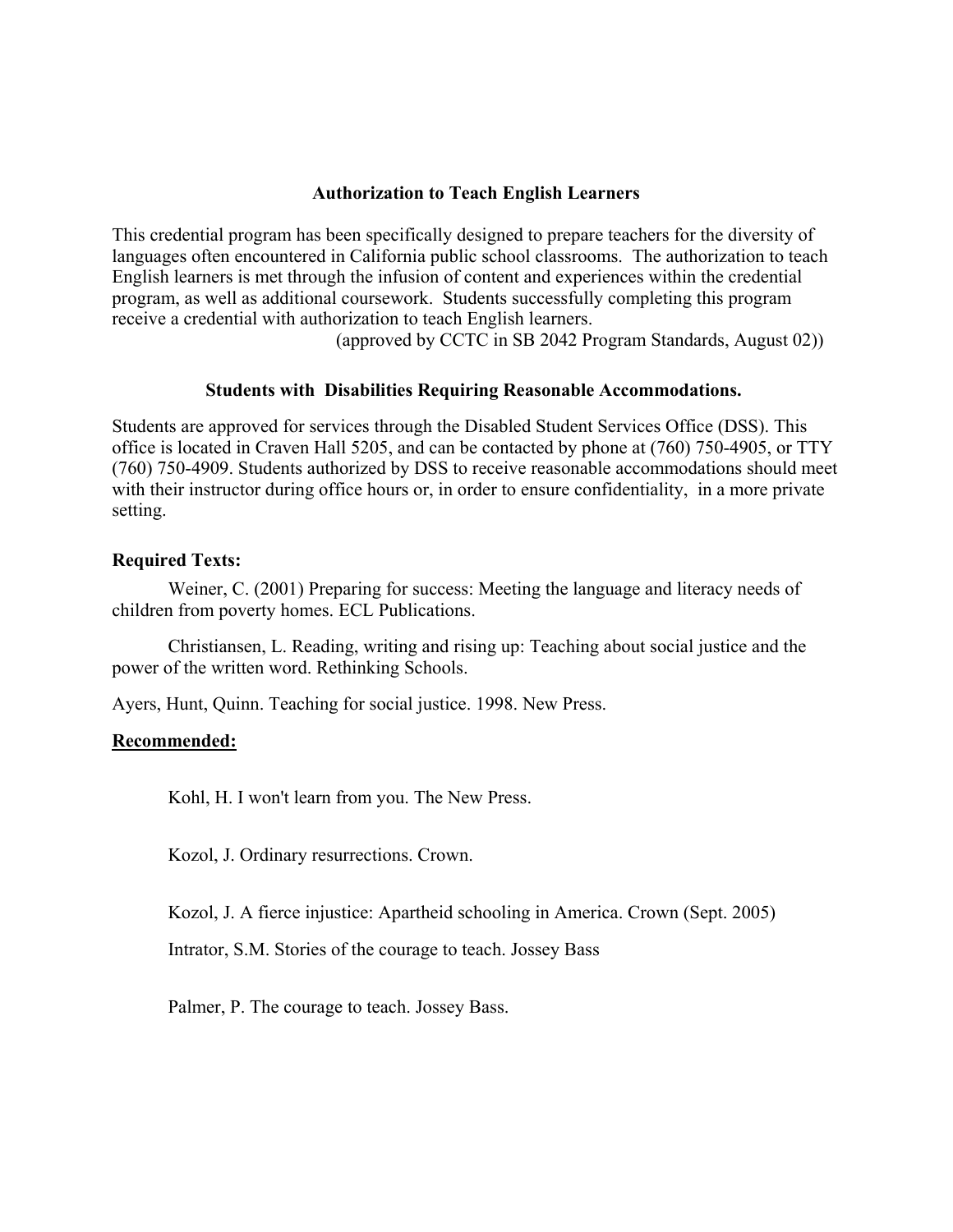### Authorization to Teach English Learners

This credential program has been specifically designed to prepare teachers for the diversity of languages often encountered in California public school classrooms. The authorization to teach English learners is met through the infusion of content and experiences within the credential program, as well as additional coursework. Students successfully completing this program receive a credential with authorization to teach English learners.

(approved by CCTC in SB 2042 Program Standards, August 02))

### Students with Disabilities Requiring Reasonable Accommodations.

Students are approved for services through the Disabled Student Services Office (DSS). This office is located in Craven Hall 5205, and can be contacted by phone at (760) 750-4905, or TTY (760) 750-4909. Students authorized by DSS to receive reasonable accommodations should meet with their instructor during office hours or, in order to ensure confidentiality, in a more private setting.

**Required Texts:**

Weiner, C. (2001) Preparing for success: Meeting the language and literacy needs of children from poverty homes. ECL Publications.

Christiansen, L. Reading, writing and rising up: Teaching about social justice and the power of the written word. Rethinking Schools.

Ayers, Hunt, Quinn. Teaching for social justice. 1998. New Press.

**Recommended:**

Kohl, H. I won't learn from you. The New Press.

Kozol, J. Ordinary resurrections. Crown.

Kozol, J. A fierce injustice: Apartheid schooling in America. Crown (Sept. 2005)

Intrator, S.M. Stories of the courage to teach. Jossey Bass

Palmer, P. The courage to teach. Jossey Bass.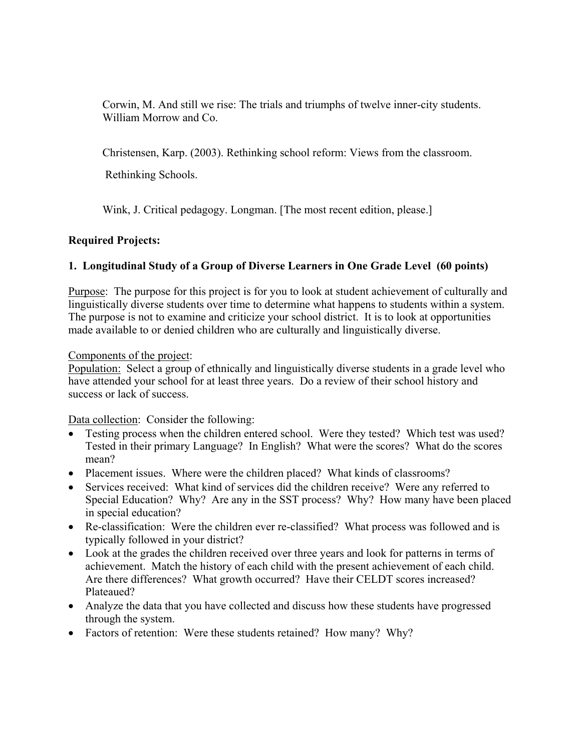Corwin, M. And still we rise: The trials and triumphs of twelve inner-city students. William Morrow and Co.

Christensen, Karp. (2003). Rethinking school reform: Views from the classroom.

Rethinking Schools.

Wink, J. Critical pedagogy. Longman. [The most recent edition, please.]

**Required Projects:**

**1. Longitudinal Study of a Group of Diverse Learners in One Grade Level (60 points)**

Purpose: The purpose for this project is for you to look at student achievement of culturally and linguistically diverse students over time to determine what happens to students within a system. The purpose is not to examine and criticize your school district. It is to look at opportunities made available to or denied children who are culturally and linguistically diverse.

Components of the project:

Population: Select a group of ethnically and linguistically diverse students in a grade level who have attended your school for at least three years. Do a review of their school history and success or lack of success.

Data collection: Consider the following:

- Testing process when the children entered school. Were they tested? Which test was used? Tested in their primary Language? In English? What were the scores? What do the scores mean?
- Placement issues. Where were the children placed? What kinds of classrooms?
- Services received: What kind of services did the children receive? Were any referred to Special Education? Why? Are any in the SST process? Why? How many have been placed in special education?
- Re-classification: Were the children ever re-classified? What process was followed and is typically followed in your district?
- Look at the grades the children received over three years and look for patterns in terms of achievement. Match the history of each child with the present achievement of each child. Are there differences? What growth occurred? Have their CELDT scores increased? Plateaued?
- Analyze the data that you have collected and discuss how these students have progressed through the system.
- Factors of retention: Were these students retained? How many? Why?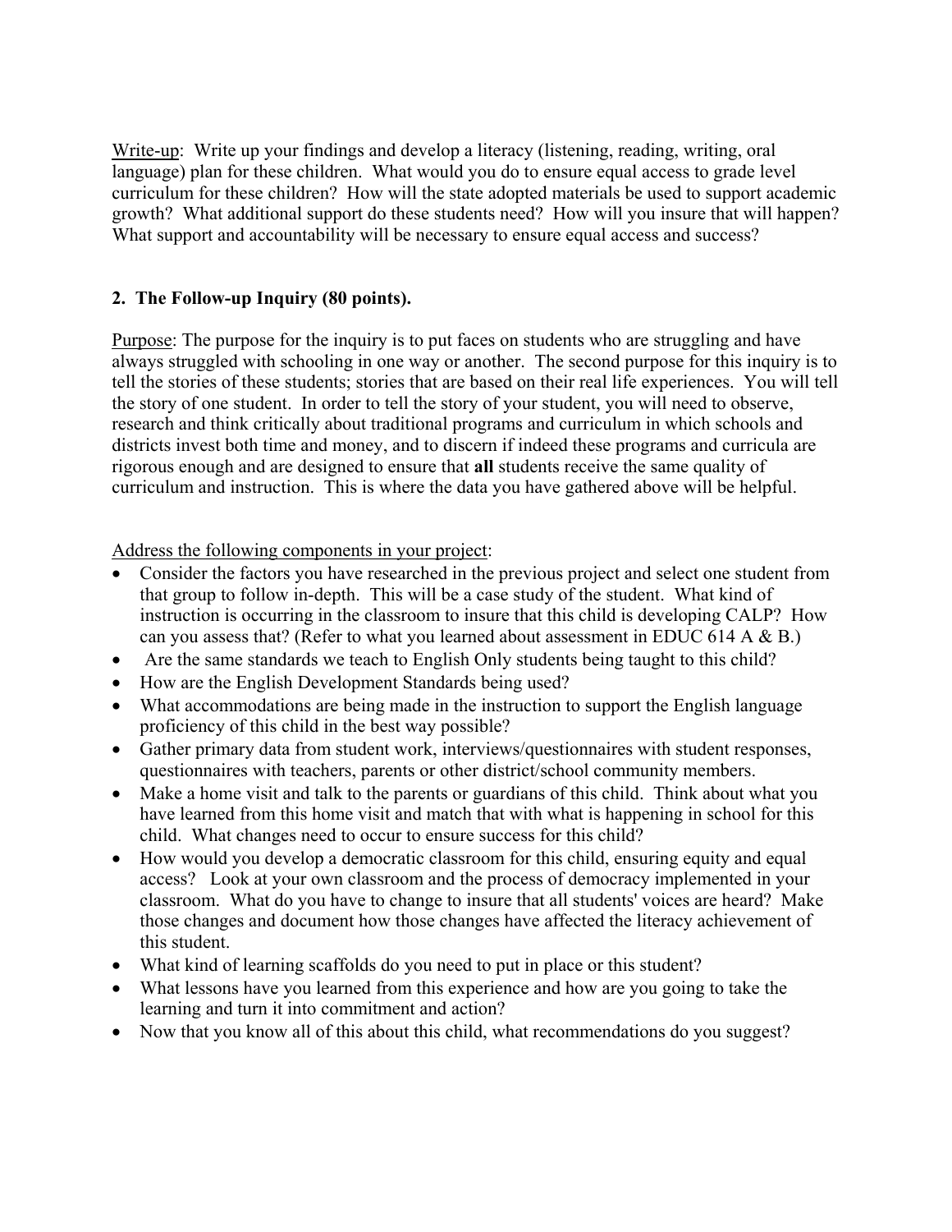<u>Write-up</u>: Write up your findings and develop a literacy (listening, reading, writing, oral language) plan for these children. What would you do to ensure equal access to grade level curriculum for these children? How will the state adopted materials be used to support academic growth? What additional support do these students need? How will you insure that will happen? What support and accountability will be necessary to ensure equal access and success?

**2. The Follow-up Inquiry (80 points).**

<u>Purpose</u>: The purpose for the inquiry is to put faces on students who are struggling and have always struggled with schooling in one way or another. The second purpose for this inquiry is to tell the stories of these students; stories that are based on their real life experiences. You will tell the story of one student. In order to tell the story of your student, you will need to observe, research and think critically about traditional programs and curriculum in which schools and districts invest both time and money, and to discern if indeed these programs and curricula are rigorous enough and are designed to ensure that **all** students receive the same quality of curriculum and instruction. This is where the data you have gathered above will be helpful.

<u>Address the following components in your project</u>:

- Consider the factors you have researched in the previous project and select one student from that group to follow in-depth. This will be a case study of the student. What kind of instruction is occurring in the classroom to insure that this child is developing CALP? How can you assess that? (Refer to what you learned about assessment in EDUC 614 A & B.)
- Are the same standards we teach to English Only students being taught to this child?
- How are the English Development Standards being used?
- What accommodations are being made in the instruction to support the English language proficiency of this child in the best way possible?
- Gather primary data from student work, interviews/questionnaires with student responses, questionnaires with teachers, parents or other district/school community members.
- Make a home visit and talk to the parents or guardians of this child. Think about what you have learned from this home visit and match that with what is happening in school for this child. What changes need to occur to ensure success for this child?
- How would you develop a democratic classroom for this child, ensuring equity and equal access? Look at your own classroom and the process of democracy implemented in your classroom. What do you have to change to insure that all students' voices are heard? Make those changes and document how those changes have affected the literacy achievement of this student.
- What kind of learning scaffolds do you need to put in place or this student?
- What lessons have you learned from this experience and how are you going to take the learning and turn it into commitment and action?
- Now that you know all of this about this child, what recommendations do you suggest?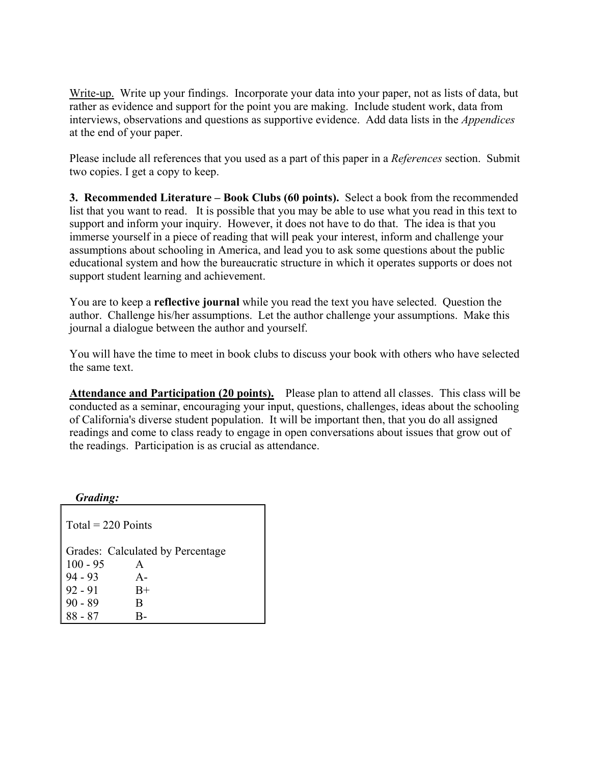Write-up. Write up your findings. Incorporate your data into your paper, not as lists of data, but rather as evidence and support for the point you are making. Include student work, data from interviews, observations and questions as supportive evidence. Add data lists in the *Appendices* at the end of your paper.

Please include all references that you used as a part of this paper in a *References* section. Submit two copies. I get a copy to keep.

**3. Recommended Literature – Book Clubs (60 points).** Select a book from the recommended list that you want to read. It is possible that you may be able to use what you read in this text to support and inform your inquiry. However, it does not have to do that. The idea is that you immerse yourself in a piece of reading that will peak your interest, inform and challenge your assumptions about schooling in America, and lead you to ask some questions about the public educational system and how the bureaucratic structure in which it operates supports or does not support student learning and achievement.

You are to keep a **reflective journal** while you read the text you have selected. Question the author. Challenge his/her assumptions. Let the author challenge your assumptions. Make this journal a dialogue between the author and yourself.

You will have the time to meet in book clubs to discuss your book with others who have selected the same text.

**Attendance and Participation (20 points).** Please plan to attend all classes. This class will be conducted as a seminar, encouraging your input, questions, challenges, ideas about the schooling of California's diverse student population. It will be important then, that you do all assigned readings and come to class ready to engage in open conversations about issues that grow out of the readings. Participation is as crucial as attendance.

***Grading:***

Total = 220 Points

Grades: Calculated by Percentage

| | |
|---|---|
| 100 - 95 | A |
| 94 - 93 | A- |
| 92 - 91 | B+ |
| 90 - 89 | B |
| 88 - 87 | B- |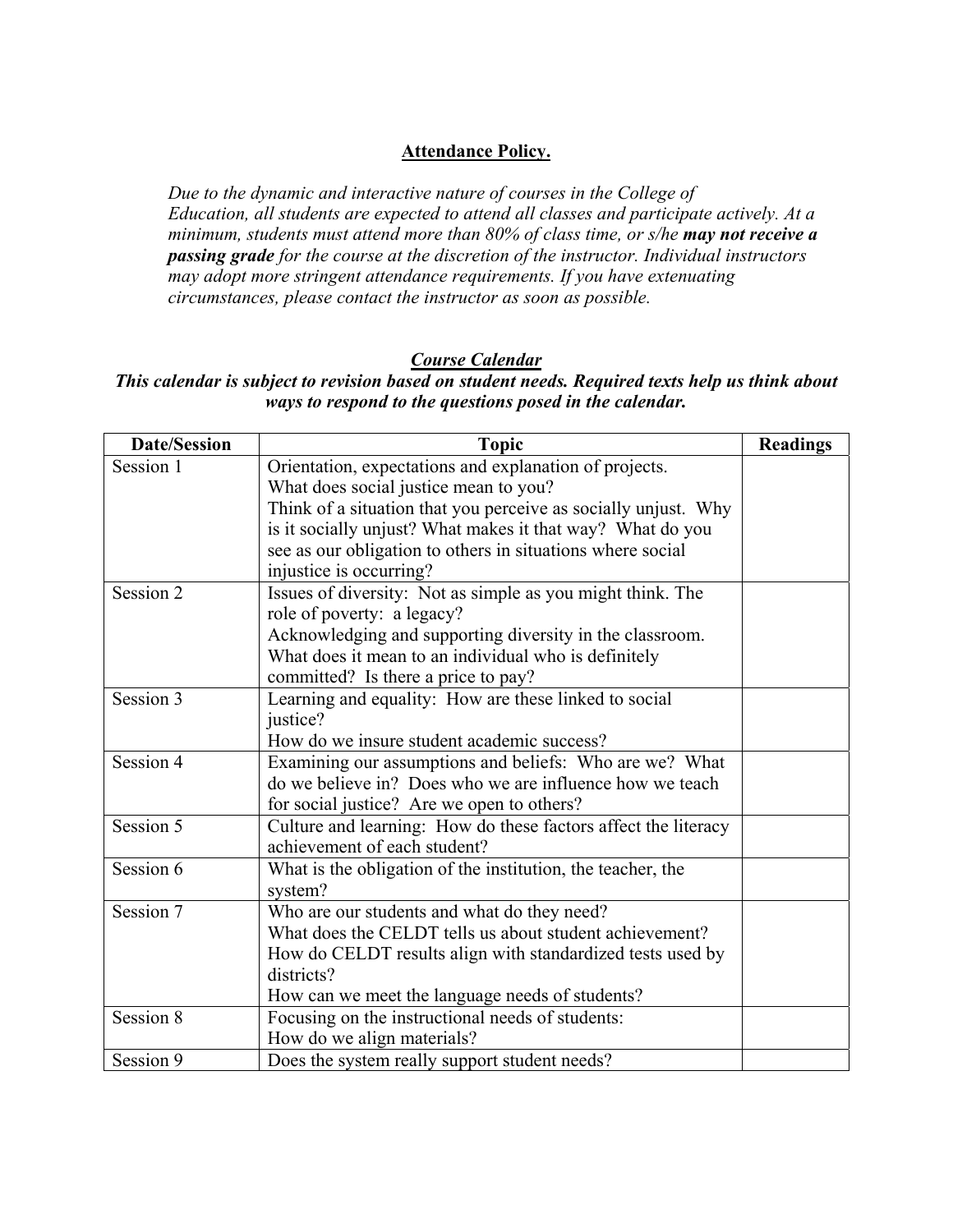## Attendance Policy.

*Due to the dynamic and interactive nature of courses in the College of Education, all students are expected to attend all classes and participate actively. At a minimum, students must attend more than 80% of class time, or s/he **may not receive a passing grade** for the course at the discretion of the instructor. Individual instructors may adopt more stringent attendance requirements. If you have extenuating circumstances, please contact the instructor as soon as possible.*

## *Course Calendar*

***This calendar is subject to revision based on student needs. Required texts help us think about ways to respond to the questions posed in the calendar.***

| Date/Session | Topic | Readings |
|---|---|---|
| Session 1 | Orientation, expectations and explanation of projects. What does social justice mean to you? Think of a situation that you perceive as socially unjust. Why is it socially unjust? What makes it that way? What do you see as our obligation to others in situations where social injustice is occurring? | |
| Session 2 | Issues of diversity: Not as simple as you might think. The role of poverty: a legacy? Acknowledging and supporting diversity in the classroom. What does it mean to an individual who is definitely committed? Is there a price to pay? | |
| Session 3 | Learning and equality: How are these linked to social justice? How do we insure student academic success? | |
| Session 4 | Examining our assumptions and beliefs: Who are we? What do we believe in? Does who we are influence how we teach for social justice? Are we open to others? | |
| Session 5 | Culture and learning: How do these factors affect the literacy achievement of each student? | |
| Session 6 | What is the obligation of the institution, the teacher, the system? | |
| Session 7 | Who are our students and what do they need? What does the CELDT tells us about student achievement? How do CELDT results align with standardized tests used by districts? How can we meet the language needs of students? | |
| Session 8 | Focusing on the instructional needs of students: How do we align materials? | |
| Session 9 | Does the system really support student needs? | |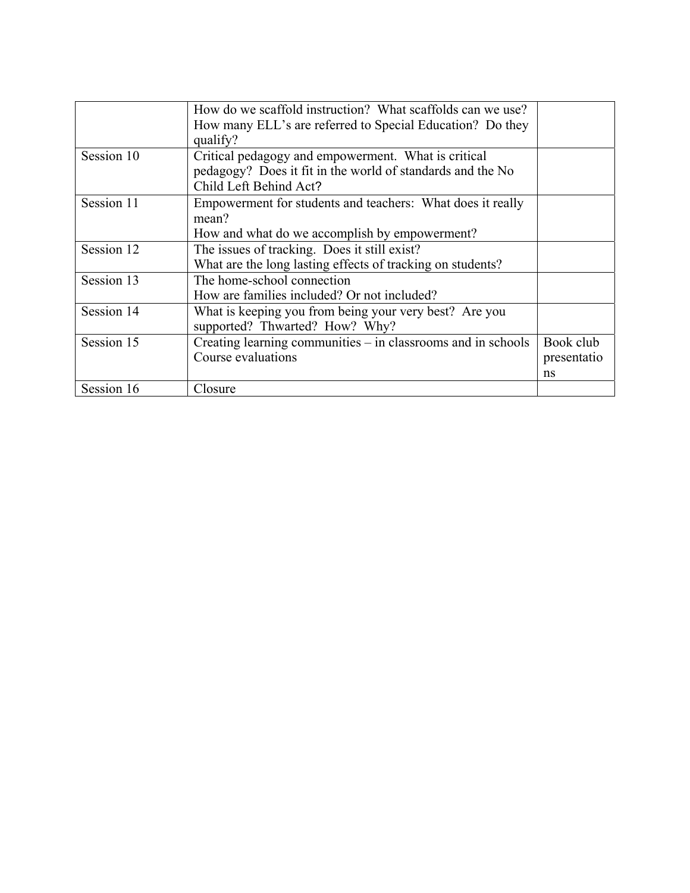| | | |
|---|---|---|
| | How do we scaffold instruction? What scaffolds can we use? How many ELL's are referred to Special Education? Do they qualify? | |
| Session 10 | Critical pedagogy and empowerment. What is critical pedagogy? Does it fit in the world of standards and the No Child Left Behind Act? | |
| Session 11 | Empowerment for students and teachers: What does it really mean?<br>How and what do we accomplish by empowerment? | |
| Session 12 | The issues of tracking. Does it still exist?<br>What are the long lasting effects of tracking on students? | |
| Session 13 | The home-school connection<br>How are families included? Or not included? | |
| Session 14 | What is keeping you from being your very best? Are you supported? Thwarted? How? Why? | |
| Session 15 | Creating learning communities – in classrooms and in schools<br>Course evaluations | Book club presentations |
| Session 16 | Closure | |